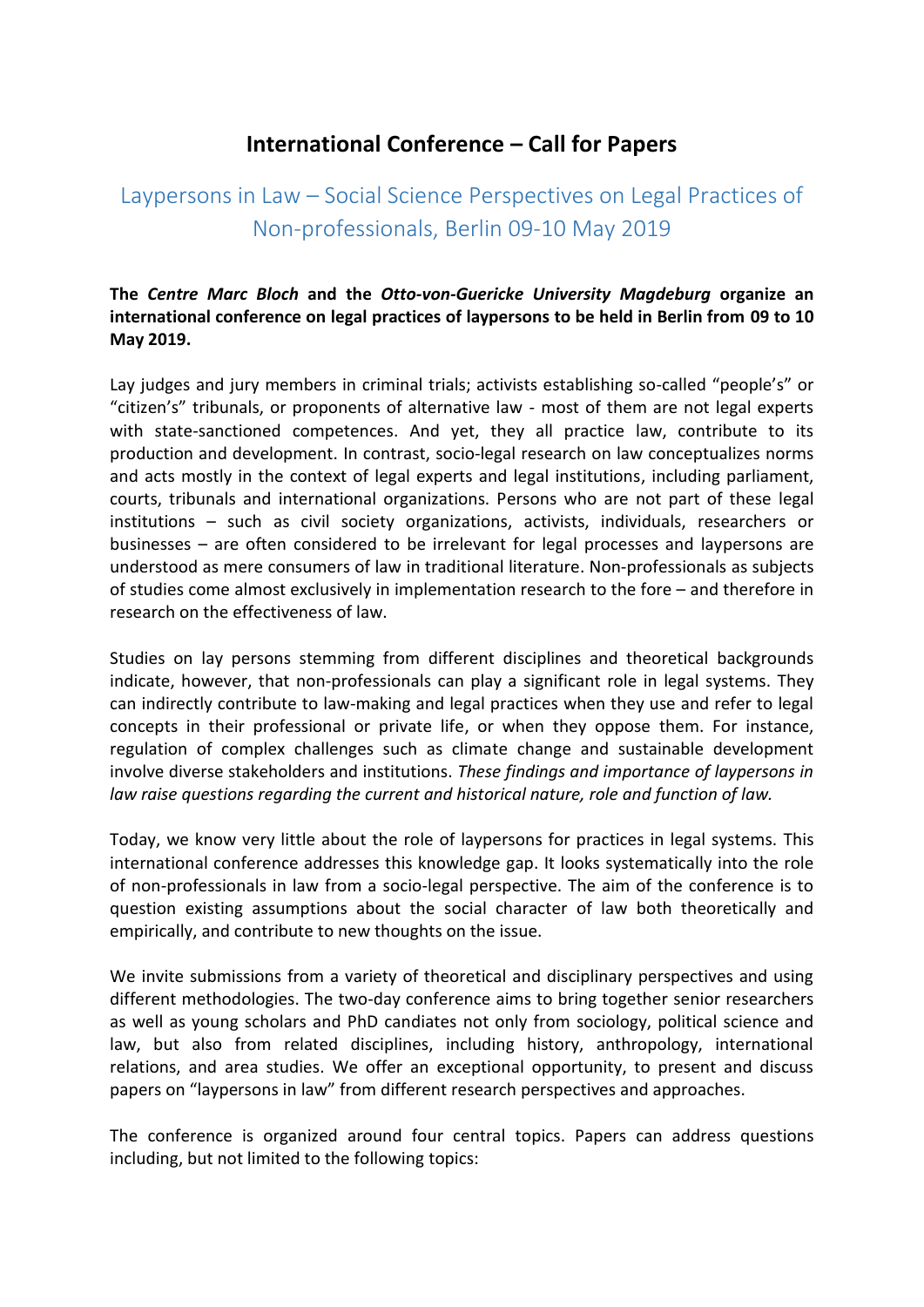# International Conference – Call for Papers

## Laypersons in Law – Social Science Perspectives on Legal Practices of Non-professionals, Berlin 09-10 May 2019

**The *Centre Marc Bloch* and the *Otto-von-Guericke University Magdeburg* organize an international conference on legal practices of laypersons to be held in Berlin from 09 to 10 May 2019.**

Lay judges and jury members in criminal trials; activists establishing so-called "people's" or "citizen's" tribunals, or proponents of alternative law - most of them are not legal experts with state-sanctioned competences. And yet, they all practice law, contribute to its production and development. In contrast, socio-legal research on law conceptualizes norms and acts mostly in the context of legal experts and legal institutions, including parliament, courts, tribunals and international organizations. Persons who are not part of these legal institutions – such as civil society organizations, activists, individuals, researchers or businesses – are often considered to be irrelevant for legal processes and laypersons are understood as mere consumers of law in traditional literature. Non-professionals as subjects of studies come almost exclusively in implementation research to the fore – and therefore in research on the effectiveness of law.

Studies on lay persons stemming from different disciplines and theoretical backgrounds indicate, however, that non-professionals can play a significant role in legal systems. They can indirectly contribute to law-making and legal practices when they use and refer to legal concepts in their professional or private life, or when they oppose them. For instance, regulation of complex challenges such as climate change and sustainable development involve diverse stakeholders and institutions. *These findings and importance of laypersons in law raise questions regarding the current and historical nature, role and function of law.*

Today, we know very little about the role of laypersons for practices in legal systems. This international conference addresses this knowledge gap. It looks systematically into the role of non-professionals in law from a socio-legal perspective. The aim of the conference is to question existing assumptions about the social character of law both theoretically and empirically, and contribute to new thoughts on the issue.

We invite submissions from a variety of theoretical and disciplinary perspectives and using different methodologies. The two-day conference aims to bring together senior researchers as well as young scholars and PhD candiates not only from sociology, political science and law, but also from related disciplines, including history, anthropology, international relations, and area studies. We offer an exceptional opportunity, to present and discuss papers on "laypersons in law" from different research perspectives and approaches.

The conference is organized around four central topics. Papers can address questions including, but not limited to the following topics: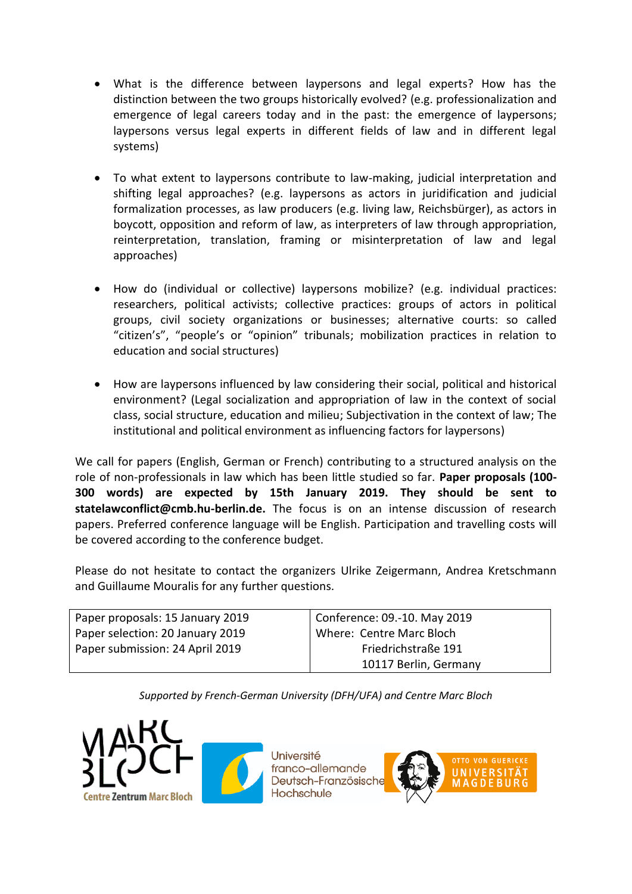- What is the difference between laypersons and legal experts? How has the distinction between the two groups historically evolved? (e.g. professionalization and emergence of legal careers today and in the past: the emergence of laypersons; laypersons versus legal experts in different fields of law and in different legal systems)

- To what extent to laypersons contribute to law-making, judicial interpretation and shifting legal approaches? (e.g. laypersons as actors in juridification and judicial formalization processes, as law producers (e.g. living law, Reichsbürger), as actors in boycott, opposition and reform of law, as interpreters of law through appropriation, reinterpretation, translation, framing or misinterpretation of law and legal approaches)

- How do (individual or collective) laypersons mobilize? (e.g. individual practices: researchers, political activists; collective practices: groups of actors in political groups, civil society organizations or businesses; alternative courts: so called "citizen's", "people's or "opinion" tribunals; mobilization practices in relation to education and social structures)

- How are laypersons influenced by law considering their social, political and historical environment? (Legal socialization and appropriation of law in the context of social class, social structure, education and milieu; Subjectivation in the context of law; The institutional and political environment as influencing factors for laypersons)

We call for papers (English, German or French) contributing to a structured analysis on the role of non-professionals in law which has been little studied so far. **Paper proposals (100-300 words) are expected by 15th January 2019. They should be sent to statelawconflict@cmb.hu-berlin.de.** The focus is on an intense discussion of research papers. Preferred conference language will be English. Participation and travelling costs will be covered according to the conference budget.

Please do not hesitate to contact the organizers Ulrike Zeigermann, Andrea Kretschmann and Guillaume Mouralis for any further questions.

| | |
|---|---|
| Paper proposals: 15 January 2019<br>Paper selection: 20 January 2019<br>Paper submission: 24 April 2019 | Conference: 09.-10. May 2019<br>Where: Centre Marc Bloch<br>Friedrichstraße 191<br>10117 Berlin, Germany |

*Supported by French-German University (DFH/UFA) and Centre Marc Bloch*

Centre Zentrum Marc Bloch

Université franco-allemande Deutsch-Französische Hochschule

OTTO VON GUERICKE UNIVERSITÄT MAGDEBURG